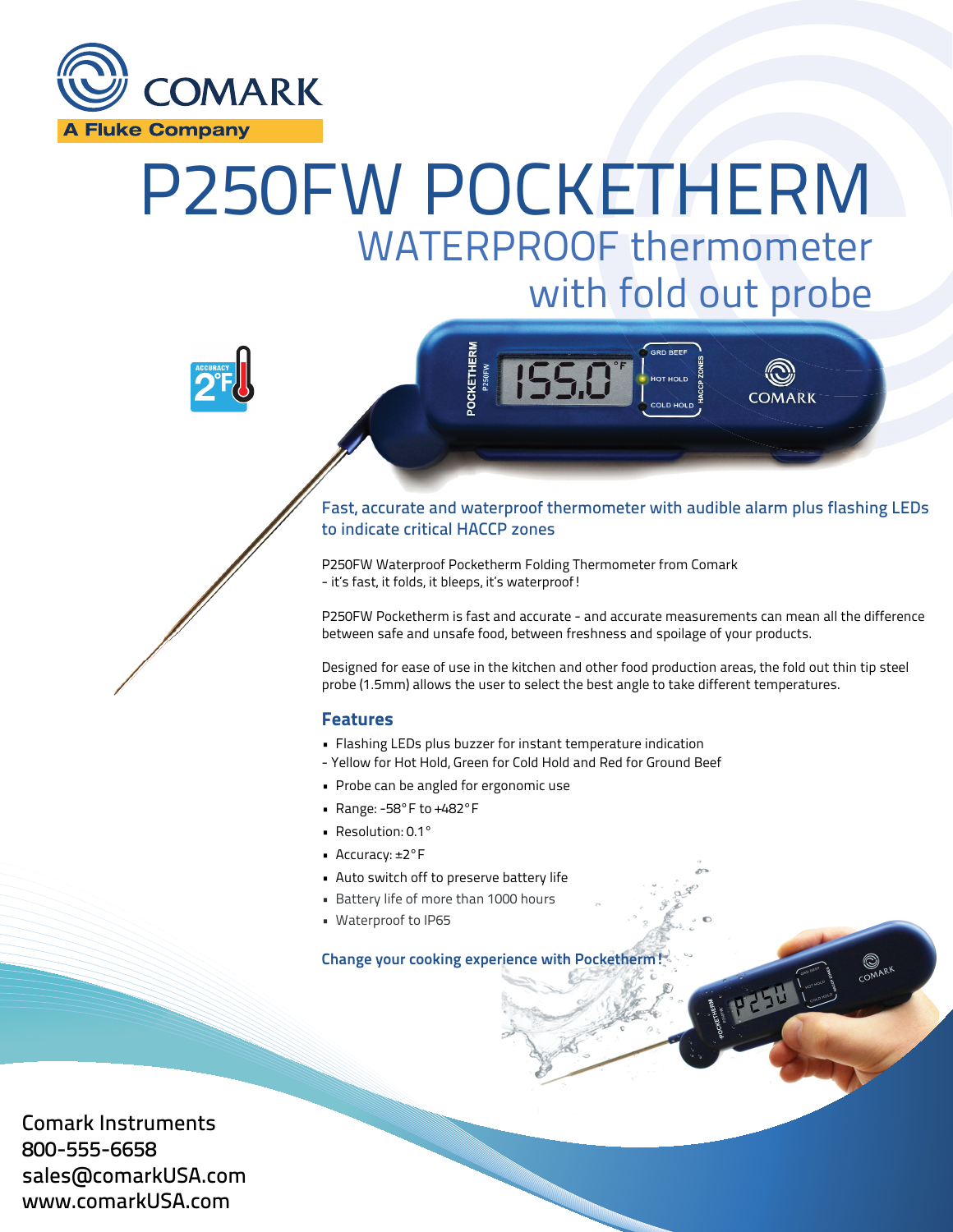COMARK

A Fluke Company

# P250FW POCKETHERM

## WATERPROOF thermometer with fold out probe

ACCURACY 2°F

### Fast, accurate and waterproof thermometer with audible alarm plus flashing LEDs to indicate critical HACCP zones

P250FW Waterproof Pocketherm Folding Thermometer from Comark
- it's fast, it folds, it bleeps, it's waterproof!

P250FW Pocketherm is fast and accurate - and accurate measurements can mean all the difference between safe and unsafe food, between freshness and spoilage of your products.

Designed for ease of use in the kitchen and other food production areas, the fold out thin tip steel probe (1.5mm) allows the user to select the best angle to take different temperatures.

### Features

- Flashing LEDs plus buzzer for instant temperature indication
  - Yellow for Hot Hold, Green for Cold Hold and Red for Ground Beef
- Probe can be angled for ergonomic use
- Range: -58°F to +482°F
- Resolution: 0.1°
- Accuracy: ±2°F
- Auto switch off to preserve battery life
- Battery life of more than 1000 hours
- Waterproof to IP65

**Change your cooking experience with Pocketherm!**

Comark Instruments
800-555-6658
sales@comarkUSA.com
www.comarkUSA.com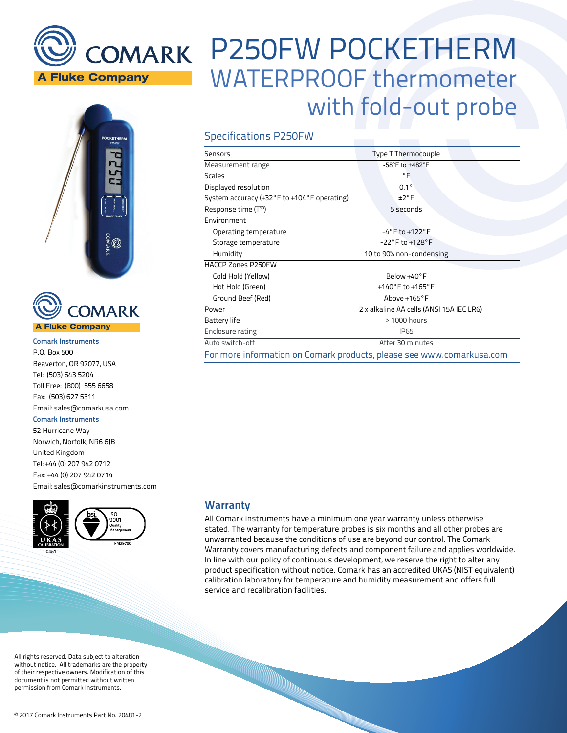# P250FW POCKETHERM

## WATERPROOF thermometer with fold-out probe

### Specifications P250FW

| | |
|---|---|
| Sensors | Type T Thermocouple |
| Measurement range | -58°F to +482°F |
| Scales | °F |
| Displayed resolution | 0.1° |
| System accuracy (+32°F to +104°F operating) | ±2°F |
| Response time ($T^{99}$) | 5 seconds |
| Environment | |
| Operating temperature | -4°F to +122°F |
| Storage temperature | -22°F to +128°F |
| Humidity | 10 to 90% non-condensing |
| HACCP Zones P250FW | |
| Cold Hold (Yellow) | Below +40°F |
| Hot Hold (Green) | +140°F to +165°F |
| Ground Beef (Red) | Above +165°F |
| Power | 2 x alkaline AA cells (ANSI 15A IEC LR6) |
| Battery life | > 1000 hours |
| Enclosure rating | IP65 |
| Auto switch-off | After 30 minutes |

For more information on Comark products, please see www.comarkusa.com

**Comark Instruments**
P.O. Box 500
Beaverton, OR 97077, USA
Tel: (503) 643 5204
Toll Free: (800) 555 6658
Fax: (503) 627 5311
Email: sales@comarkusa.com

**Comark Instruments**
52 Hurricane Way
Norwich, Norfolk, NR6 6JB
United Kingdom
Tel: +44 (0) 207 942 0712
Fax: +44 (0) 207 942 0714
Email: sales@comarkinstruments.com

### Warranty

All Comark instruments have a minimum one year warranty unless otherwise stated. The warranty for temperature probes is six months and all other probes are unwarranted because the conditions of use are beyond our control. The Comark Warranty covers manufacturing defects and component failure and applies worldwide. In line with our policy of continuous development, we reserve the right to alter any product specification without notice. Comark has an accredited UKAS (NIST equivalent) calibration laboratory for temperature and humidity measurement and offers full service and recalibration facilities.

All rights reserved. Data subject to alteration without notice. All trademarks are the property of their respective owners. Modification of this document is not permitted without written permission from Comark Instruments.

© 2017 Comark Instruments Part No. 20481-2